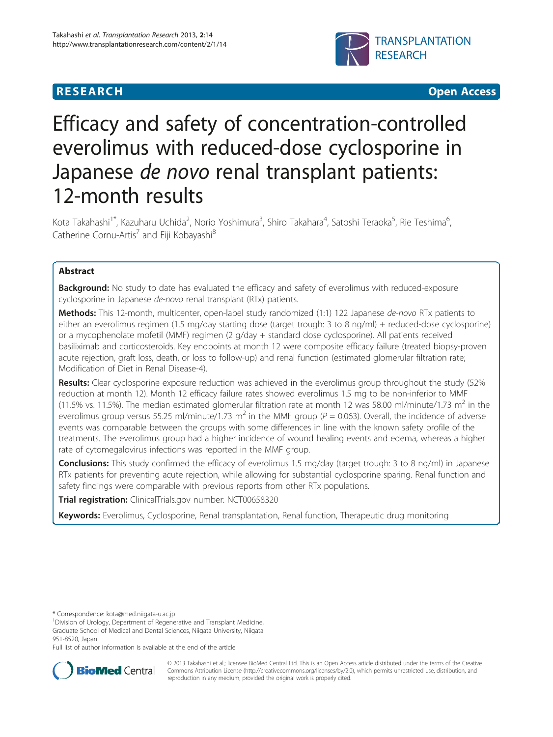**RESEARCH** **Open Access**

# Efficacy and safety of concentration-controlled everolimus with reduced-dose cyclosporine in Japanese *de novo* renal transplant patients: 12-month results

Kota Takahashi[1*], Kazuharu Uchida[2], Norio Yoshimura[3], Shiro Takahara[4], Satoshi Teraoka[5], Rie Teshima[6], Catherine Cornu-Artis[7] and Eiji Kobayashi[8]

## Abstract

**Background:** No study to date has evaluated the efficacy and safety of everolimus with reduced-exposure cyclosporine in Japanese *de-novo* renal transplant (RTx) patients.

**Methods:** This 12-month, multicenter, open-label study randomized (1:1) 122 Japanese *de-novo* RTx patients to either an everolimus regimen (1.5 mg/day starting dose (target trough: 3 to 8 ng/ml) + reduced-dose cyclosporine) or a mycophenolate mofetil (MMF) regimen (2 g/day + standard dose cyclosporine). All patients received basiliximab and corticosteroids. Key endpoints at month 12 were composite efficacy failure (treated biopsy-proven acute rejection, graft loss, death, or loss to follow-up) and renal function (estimated glomerular filtration rate; Modification of Diet in Renal Disease-4).

**Results:** Clear cyclosporine exposure reduction was achieved in the everolimus group throughout the study (52% reduction at month 12). Month 12 efficacy failure rates showed everolimus 1.5 mg to be non-inferior to MMF (11.5% vs. 11.5%). The median estimated glomerular filtration rate at month 12 was 58.00 ml/minute/1.73 $m^2$ in the everolimus group versus 55.25 ml/minute/1.73 $m^2$ in the MMF group ($P = 0.063$). Overall, the incidence of adverse events was comparable between the groups with some differences in line with the known safety profile of the treatments. The everolimus group had a higher incidence of wound healing events and edema, whereas a higher rate of cytomegalovirus infections was reported in the MMF group.

**Conclusions:** This study confirmed the efficacy of everolimus 1.5 mg/day (target trough: 3 to 8 ng/ml) in Japanese RTx patients for preventing acute rejection, while allowing for substantial cyclosporine sparing. Renal function and safety findings were comparable with previous reports from other RTx populations.

**Trial registration:** ClinicalTrials.gov number: NCT00658320

**Keywords:** Everolimus, Cyclosporine, Renal transplantation, Renal function, Therapeutic drug monitoring

\* Correspondence: kota@med.niigata-u.ac.jp
[1]Division of Urology, Department of Regenerative and Transplant Medicine, Graduate School of Medical and Dental Sciences, Niigata University, Niigata 951-8520, Japan
Full list of author information is available at the end of the article

© 2013 Takahashi et al.; licensee BioMed Central Ltd. This is an Open Access article distributed under the terms of the Creative Commons Attribution License (http://creativecommons.org/licenses/by/2.0), which permits unrestricted use, distribution, and reproduction in any medium, provided the original work is properly cited.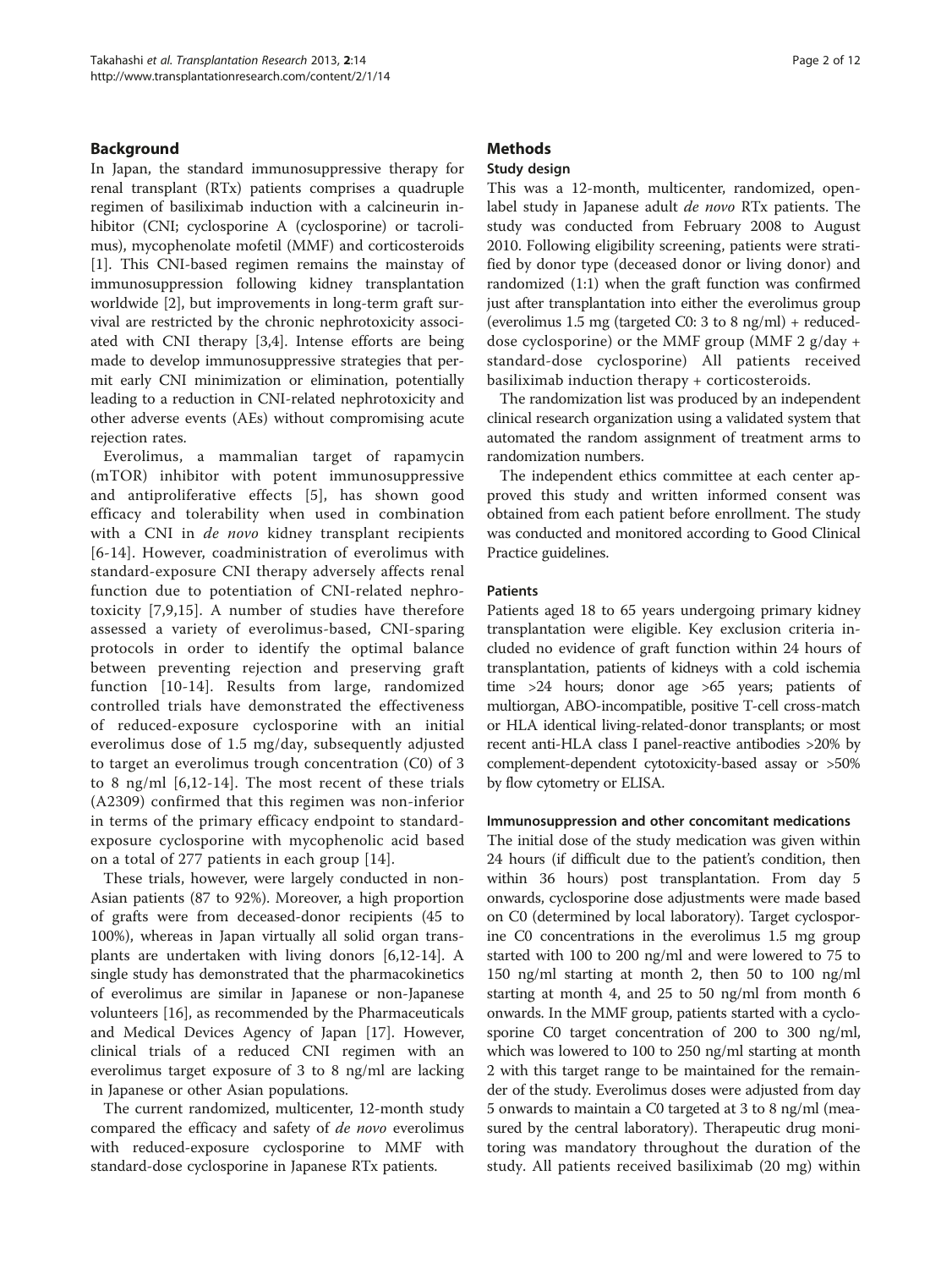## Background

In Japan, the standard immunosuppressive therapy for renal transplant (RTx) patients comprises a quadruple regimen of basiliximab induction with a calcineurin inhibitor (CNI; cyclosporine A (cyclosporine) or tacrolimus), mycophenolate mofetil (MMF) and corticosteroids [1]. This CNI-based regimen remains the mainstay of immunosuppression following kidney transplantation worldwide [2], but improvements in long-term graft survival are restricted by the chronic nephrotoxicity associated with CNI therapy [3,4]. Intense efforts are being made to develop immunosuppressive strategies that permit early CNI minimization or elimination, potentially leading to a reduction in CNI-related nephrotoxicity and other adverse events (AEs) without compromising acute rejection rates.

Everolimus, a mammalian target of rapamycin (mTOR) inhibitor with potent immunosuppressive and antiproliferative effects [5], has shown good efficacy and tolerability when used in combination with a CNI in *de novo* kidney transplant recipients [6-14]. However, coadministration of everolimus with standard-exposure CNI therapy adversely affects renal function due to potentiation of CNI-related nephrotoxicity [7,9,15]. A number of studies have therefore assessed a variety of everolimus-based, CNI-sparing protocols in order to identify the optimal balance between preventing rejection and preserving graft function [10-14]. Results from large, randomized controlled trials have demonstrated the effectiveness of reduced-exposure cyclosporine with an initial everolimus dose of 1.5 mg/day, subsequently adjusted to target an everolimus trough concentration (C0) of 3 to 8 ng/ml [6,12-14]. The most recent of these trials (A2309) confirmed that this regimen was non-inferior in terms of the primary efficacy endpoint to standard-exposure cyclosporine with mycophenolic acid based on a total of 277 patients in each group [14].

These trials, however, were largely conducted in non-Asian patients (87 to 92%). Moreover, a high proportion of grafts were from deceased-donor recipients (45 to 100%), whereas in Japan virtually all solid organ transplants are undertaken with living donors [6,12-14]. A single study has demonstrated that the pharmacokinetics of everolimus are similar in Japanese or non-Japanese volunteers [16], as recommended by the Pharmaceuticals and Medical Devices Agency of Japan [17]. However, clinical trials of a reduced CNI regimen with an everolimus target exposure of 3 to 8 ng/ml are lacking in Japanese or other Asian populations.

The current randomized, multicenter, 12-month study compared the efficacy and safety of *de novo* everolimus with reduced-exposure cyclosporine to MMF with standard-dose cyclosporine in Japanese RTx patients.

## Methods

### Study design

This was a 12-month, multicenter, randomized, open-label study in Japanese adult *de novo* RTx patients. The study was conducted from February 2008 to August 2010. Following eligibility screening, patients were stratified by donor type (deceased donor or living donor) and randomized (1:1) when the graft function was confirmed just after transplantation into either the everolimus group (everolimus 1.5 mg (targeted C0: 3 to 8 ng/ml) + reduced-dose cyclosporine) or the MMF group (MMF 2 g/day + standard-dose cyclosporine) All patients received basiliximab induction therapy + corticosteroids.

The randomization list was produced by an independent clinical research organization using a validated system that automated the random assignment of treatment arms to randomization numbers.

The independent ethics committee at each center approved this study and written informed consent was obtained from each patient before enrollment. The study was conducted and monitored according to Good Clinical Practice guidelines.

### Patients

Patients aged 18 to 65 years undergoing primary kidney transplantation were eligible. Key exclusion criteria included no evidence of graft function within 24 hours of transplantation, patients of kidneys with a cold ischemia time >24 hours; donor age >65 years; patients of multiorgan, ABO-incompatible, positive T-cell cross-match or HLA identical living-related-donor transplants; or most recent anti-HLA class I panel-reactive antibodies >20% by complement-dependent cytotoxicity-based assay or >50% by flow cytometry or ELISA.

### Immunosuppression and other concomitant medications

The initial dose of the study medication was given within 24 hours (if difficult due to the patient's condition, then within 36 hours) post transplantation. From day 5 onwards, cyclosporine dose adjustments were made based on C0 (determined by local laboratory). Target cyclosporine C0 concentrations in the everolimus 1.5 mg group started with 100 to 200 ng/ml and were lowered to 75 to 150 ng/ml starting at month 2, then 50 to 100 ng/ml starting at month 4, and 25 to 50 ng/ml from month 6 onwards. In the MMF group, patients started with a cyclosporine C0 target concentration of 200 to 300 ng/ml, which was lowered to 100 to 250 ng/ml starting at month 2 with this target range to be maintained for the remainder of the study. Everolimus doses were adjusted from day 5 onwards to maintain a C0 targeted at 3 to 8 ng/ml (measured by the central laboratory). Therapeutic drug monitoring was mandatory throughout the duration of the study. All patients received basiliximab (20 mg) within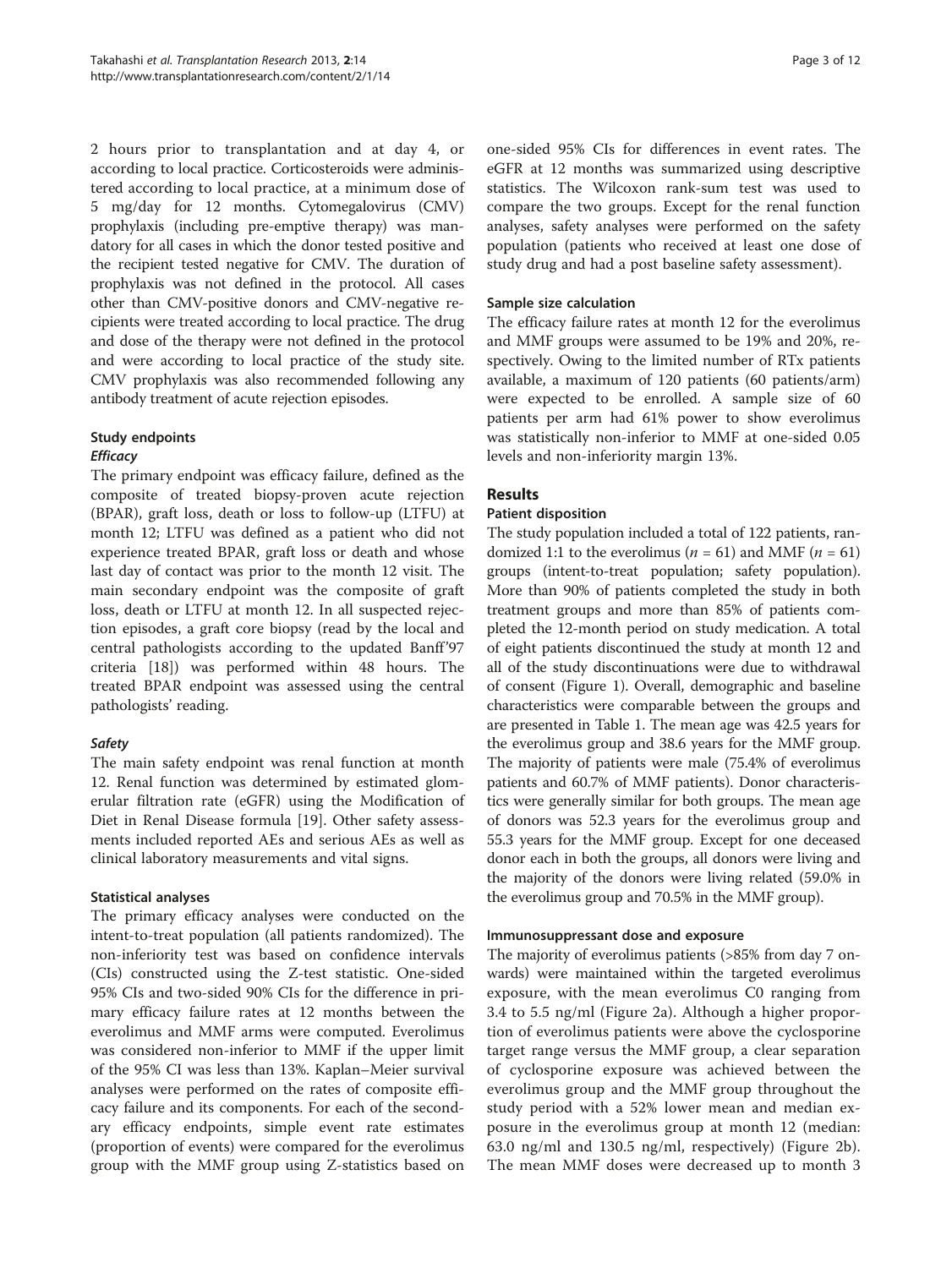2 hours prior to transplantation and at day 4, or according to local practice. Corticosteroids were administered according to local practice, at a minimum dose of 5 mg/day for 12 months. Cytomegalovirus (CMV) prophylaxis (including pre-emptive therapy) was mandatory for all cases in which the donor tested positive and the recipient tested negative for CMV. The duration of prophylaxis was not defined in the protocol. All cases other than CMV-positive donors and CMV-negative recipients were treated according to local practice. The drug and dose of the therapy were not defined in the protocol and were according to local practice of the study site. CMV prophylaxis was also recommended following any antibody treatment of acute rejection episodes.

### Study endpoints

#### *Efficacy*

The primary endpoint was efficacy failure, defined as the composite of treated biopsy-proven acute rejection (BPAR), graft loss, death or loss to follow-up (LTFU) at month 12; LTFU was defined as a patient who did not experience treated BPAR, graft loss or death and whose last day of contact was prior to the month 12 visit. The main secondary endpoint was the composite of graft loss, death or LTFU at month 12. In all suspected rejection episodes, a graft core biopsy (read by the local and central pathologists according to the updated Banff'97 criteria [18]) was performed within 48 hours. The treated BPAR endpoint was assessed using the central pathologists' reading.

#### *Safety*

The main safety endpoint was renal function at month 12. Renal function was determined by estimated glomerular filtration rate (eGFR) using the Modification of Diet in Renal Disease formula [19]. Other safety assessments included reported AEs and serious AEs as well as clinical laboratory measurements and vital signs.

### Statistical analyses

The primary efficacy analyses were conducted on the intent-to-treat population (all patients randomized). The non-inferiority test was based on confidence intervals (CIs) constructed using the Z-test statistic. One-sided 95% CIs and two-sided 90% CIs for the difference in primary efficacy failure rates at 12 months between the everolimus and MMF arms were computed. Everolimus was considered non-inferior to MMF if the upper limit of the 95% CI was less than 13%. Kaplan–Meier survival analyses were performed on the rates of composite efficacy failure and its components. For each of the secondary efficacy endpoints, simple event rate estimates (proportion of events) were compared for the everolimus group with the MMF group using Z-statistics based on one-sided 95% CIs for differences in event rates. The eGFR at 12 months was summarized using descriptive statistics. The Wilcoxon rank-sum test was used to compare the two groups. Except for the renal function analyses, safety analyses were performed on the safety population (patients who received at least one dose of study drug and had a post baseline safety assessment).

### Sample size calculation

The efficacy failure rates at month 12 for the everolimus and MMF groups were assumed to be 19% and 20%, respectively. Owing to the limited number of RTx patients available, a maximum of 120 patients (60 patients/arm) were expected to be enrolled. A sample size of 60 patients per arm had 61% power to show everolimus was statistically non-inferior to MMF at one-sided 0.05 levels and non-inferiority margin 13%.

## Results

### Patient disposition

The study population included a total of 122 patients, randomized 1:1 to the everolimus ($n = 61$) and MMF ($n = 61$) groups (intent-to-treat population; safety population). More than 90% of patients completed the study in both treatment groups and more than 85% of patients completed the 12-month period on study medication. A total of eight patients discontinued the study at month 12 and all of the study discontinuations were due to withdrawal of consent (Figure 1). Overall, demographic and baseline characteristics were comparable between the groups and are presented in Table 1. The mean age was 42.5 years for the everolimus group and 38.6 years for the MMF group. The majority of patients were male (75.4% of everolimus patients and 60.7% of MMF patients). Donor characteristics were generally similar for both groups. The mean age of donors was 52.3 years for the everolimus group and 55.3 years for the MMF group. Except for one deceased donor each in both the groups, all donors were living and the majority of the donors were living related (59.0% in the everolimus group and 70.5% in the MMF group).

### Immunosuppressant dose and exposure

The majority of everolimus patients (>85% from day 7 onwards) were maintained within the targeted everolimus exposure, with the mean everolimus C0 ranging from 3.4 to 5.5 ng/ml (Figure 2a). Although a higher proportion of everolimus patients were above the cyclosporine target range versus the MMF group, a clear separation of cyclosporine exposure was achieved between the everolimus group and the MMF group throughout the study period with a 52% lower mean and median exposure in the everolimus group at month 12 (median: 63.0 ng/ml and 130.5 ng/ml, respectively) (Figure 2b). The mean MMF doses were decreased up to month 3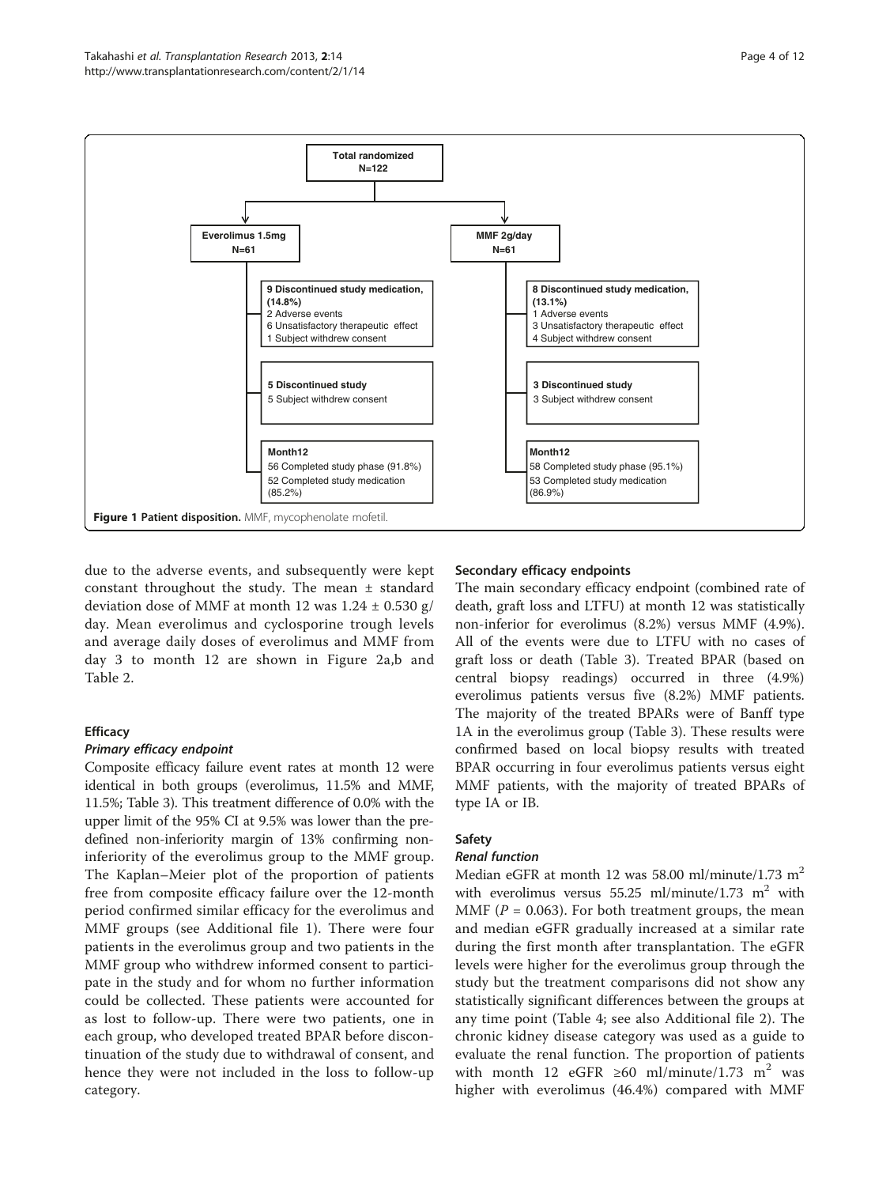Total randomized
N=122

Everolimus 1.5mg
N=61

- 9 Discontinued study medication, (14.8%)
  - 2 Adverse events
  - 6 Unsatisfactory therapeutic effect
  - 1 Subject withdrew consent
- 5 Discontinued study
  - 5 Subject withdrew consent
- Month12
  - 56 Completed study phase (91.8%)
  - 52 Completed study medication (85.2%)

MMF 2g/day
N=61

- 8 Discontinued study medication, (13.1%)
  - 1 Adverse events
  - 3 Unsatisfactory therapeutic effect
  - 4 Subject withdrew consent
- 3 Discontinued study
  - 3 Subject withdrew consent
- Month12
  - 58 Completed study phase (95.1%)
  - 53 Completed study medication (86.9%)

**Figure 1 Patient disposition.** MMF, mycophenolate mofetil.

due to the adverse events, and subsequently were kept constant throughout the study. The mean ± standard deviation dose of MMF at month 12 was 1.24 ± 0.530 g/day. Mean everolimus and cyclosporine trough levels and average daily doses of everolimus and MMF from day 3 to month 12 are shown in Figure 2a,b and Table 2.

## Efficacy

### Primary efficacy endpoint

Composite efficacy failure event rates at month 12 were identical in both groups (everolimus, 11.5% and MMF, 11.5%; Table 3). This treatment difference of 0.0% with the upper limit of the 95% CI at 9.5% was lower than the predefined non-inferiority margin of 13% confirming non-inferiority of the everolimus group to the MMF group. The Kaplan–Meier plot of the proportion of patients free from composite efficacy failure over the 12-month period confirmed similar efficacy for the everolimus and MMF groups (see Additional file 1). There were four patients in the everolimus group and two patients in the MMF group who withdrew informed consent to participate in the study and for whom no further information could be collected. These patients were accounted for as lost to follow-up. There were two patients, one in each group, who developed treated BPAR before discontinuation of the study due to withdrawal of consent, and hence they were not included in the loss to follow-up category.

### Secondary efficacy endpoints

The main secondary efficacy endpoint (combined rate of death, graft loss and LTFU) at month 12 was statistically non-inferior for everolimus (8.2%) versus MMF (4.9%). All of the events were due to LTFU with no cases of graft loss or death (Table 3). Treated BPAR (based on central biopsy readings) occurred in three (4.9%) everolimus patients versus five (8.2%) MMF patients. The majority of the treated BPARs were of Banff type 1A in the everolimus group (Table 3). These results were confirmed based on local biopsy results with treated BPAR occurring in four everolimus patients versus eight MMF patients, with the majority of treated BPARs of type IA or IB.

## Safety

### Renal function

Median eGFR at month 12 was 58.00 ml/minute/1.73 $m^2$ with everolimus versus 55.25 ml/minute/1.73 $m^2$ with MMF ($P = 0.063$). For both treatment groups, the mean and median eGFR gradually increased at a similar rate during the first month after transplantation. The eGFR levels were higher for the everolimus group through the study but the treatment comparisons did not show any statistically significant differences between the groups at any time point (Table 4; see also Additional file 2). The chronic kidney disease category was used as a guide to evaluate the renal function. The proportion of patients with month 12 eGFR ≥60 ml/minute/1.73 $m^2$ was higher with everolimus (46.4%) compared with MMF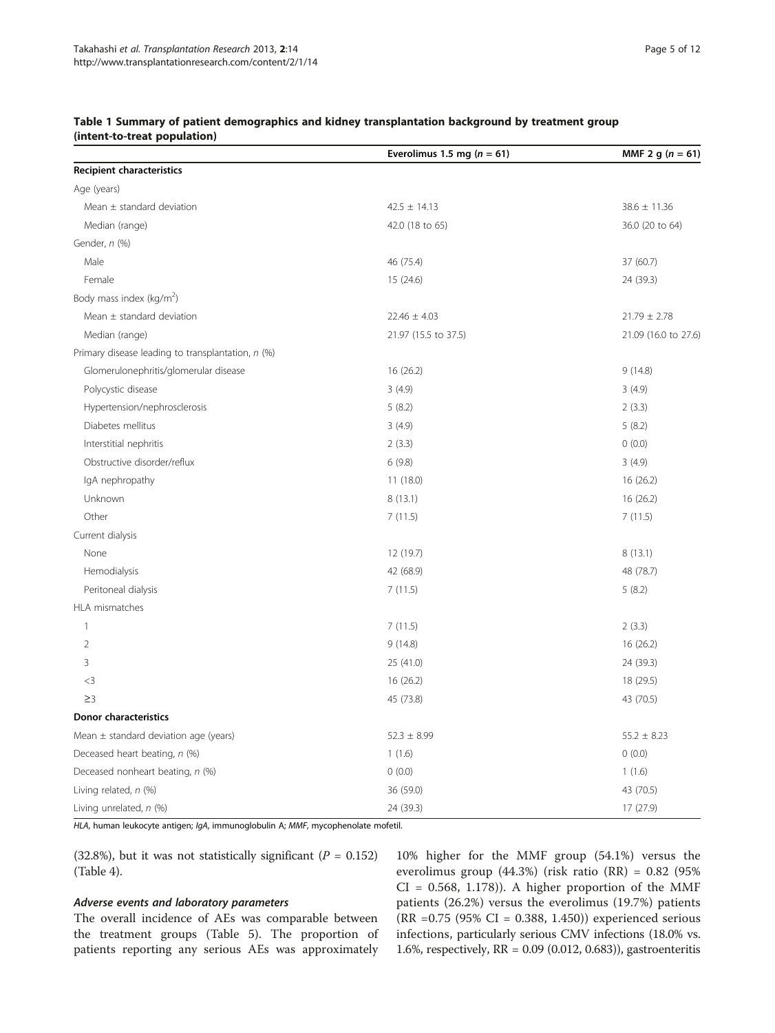**Table 1 Summary of patient demographics and kidney transplantation background by treatment group (intent-to-treat population)**

| | Everolimus 1.5 mg ($n$ = 61) | MMF 2 g ($n$ = 61) |
|---|---|---|
| **Recipient characteristics** | | |
| Age (years) | | |
| Mean ± standard deviation | 42.5 ± 14.13 | 38.6 ± 11.36 |
| Median (range) | 42.0 (18 to 65) | 36.0 (20 to 64) |
| Gender, *n* (%) | | |
| Male | 46 (75.4) | 37 (60.7) |
| Female | 15 (24.6) | 24 (39.3) |
| Body mass index (kg/m$^2$) | | |
| Mean ± standard deviation | 22.46 ± 4.03 | 21.79 ± 2.78 |
| Median (range) | 21.97 (15.5 to 37.5) | 21.09 (16.0 to 27.6) |
| Primary disease leading to transplantation, *n* (%) | | |
| Glomerulonephritis/glomerular disease | 16 (26.2) | 9 (14.8) |
| Polycystic disease | 3 (4.9) | 3 (4.9) |
| Hypertension/nephrosclerosis | 5 (8.2) | 2 (3.3) |
| Diabetes mellitus | 3 (4.9) | 5 (8.2) |
| Interstitial nephritis | 2 (3.3) | 0 (0.0) |
| Obstructive disorder/reflux | 6 (9.8) | 3 (4.9) |
| IgA nephropathy | 11 (18.0) | 16 (26.2) |
| Unknown | 8 (13.1) | 16 (26.2) |
| Other | 7 (11.5) | 7 (11.5) |
| Current dialysis | | |
| None | 12 (19.7) | 8 (13.1) |
| Hemodialysis | 42 (68.9) | 48 (78.7) |
| Peritoneal dialysis | 7 (11.5) | 5 (8.2) |
| HLA mismatches | | |
| 1 | 7 (11.5) | 2 (3.3) |
| 2 | 9 (14.8) | 16 (26.2) |
| 3 | 25 (41.0) | 24 (39.3) |
| <3 | 16 (26.2) | 18 (29.5) |
| ≥3 | 45 (73.8) | 43 (70.5) |
| **Donor characteristics** | | |
| Mean ± standard deviation age (years) | 52.3 ± 8.99 | 55.2 ± 8.23 |
| Deceased heart beating, *n* (%) | 1 (1.6) | 0 (0.0) |
| Deceased nonheart beating, *n* (%) | 0 (0.0) | 1 (1.6) |
| Living related, *n* (%) | 36 (59.0) | 43 (70.5) |
| Living unrelated, *n* (%) | 24 (39.3) | 17 (27.9) |

*HLA*, human leukocyte antigen; *IgA*, immunoglobulin A; *MMF*, mycophenolate mofetil.

(32.8%), but it was not statistically significant ($P$ = 0.152) (Table 4).

#### *Adverse events and laboratory parameters*

The overall incidence of AEs was comparable between the treatment groups (Table 5). The proportion of patients reporting any serious AEs was approximately 10% higher for the MMF group (54.1%) versus the everolimus group (44.3%) (risk ratio (RR) = 0.82 (95% CI = 0.568, 1.178)). A higher proportion of the MMF patients (26.2%) versus the everolimus (19.7%) patients (RR =0.75 (95% CI = 0.388, 1.450)) experienced serious infections, particularly serious CMV infections (18.0% vs. 1.6%, respectively, RR = 0.09 (0.012, 0.683)), gastroenteritis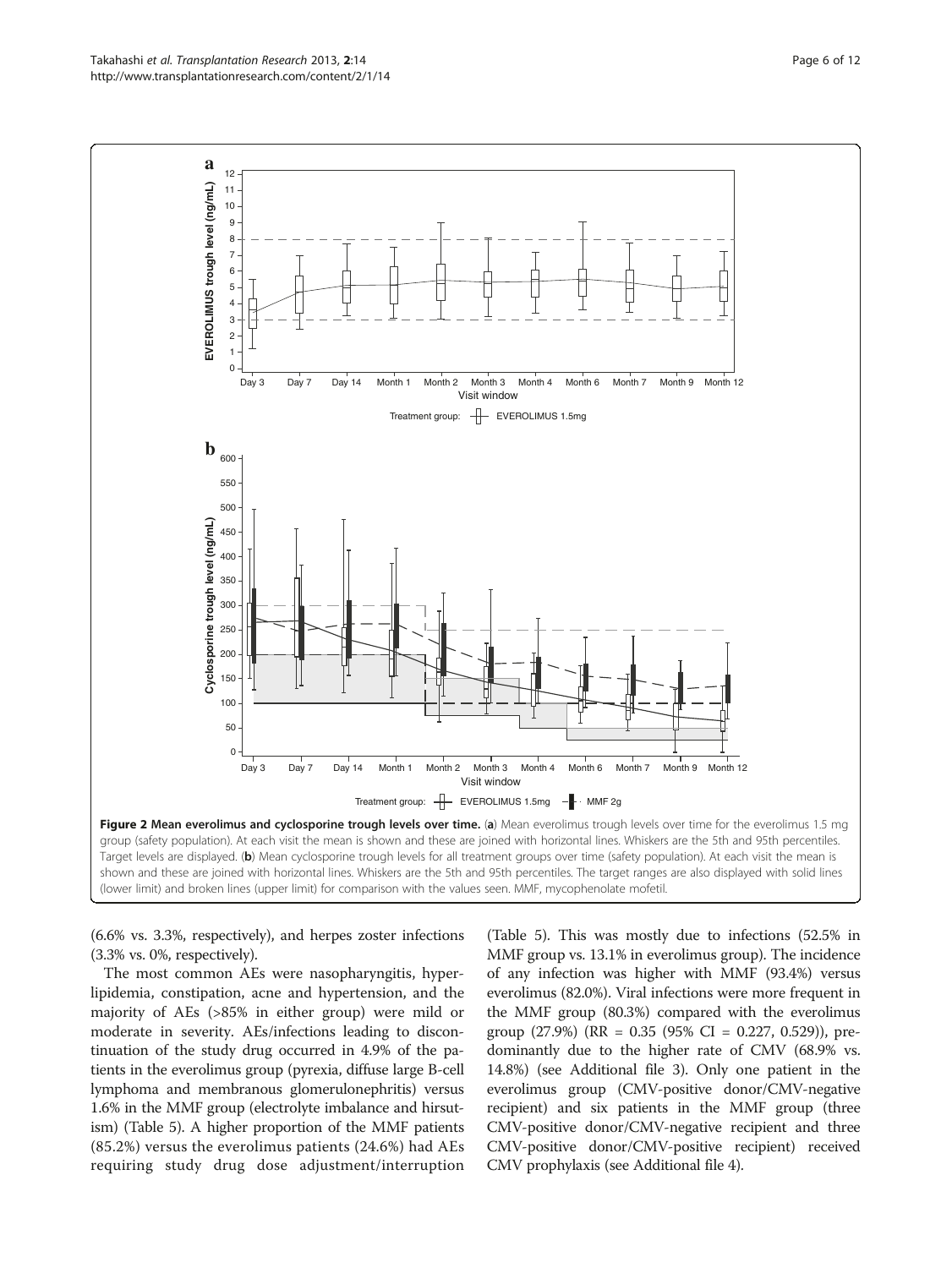**Figure 2 Mean everolimus and cyclosporine trough levels over time.** (**a**) Mean everolimus trough levels over time for the everolimus 1.5 mg group (safety population). At each visit the mean is shown and these are joined with horizontal lines. Whiskers are the 5th and 95th percentiles. Target levels are displayed. (**b**) Mean cyclosporine trough levels for all treatment groups over time (safety population). At each visit the mean is shown and these are joined with horizontal lines. Whiskers are the 5th and 95th percentiles. The target ranges are also displayed with solid lines (lower limit) and broken lines (upper limit) for comparison with the values seen. MMF, mycophenolate mofetil.

(6.6% vs. 3.3%, respectively), and herpes zoster infections (3.3% vs. 0%, respectively).

The most common AEs were nasopharyngitis, hyperlipidemia, constipation, acne and hypertension, and the majority of AEs (>85% in either group) were mild or moderate in severity. AEs/infections leading to discontinuation of the study drug occurred in 4.9% of the patients in the everolimus group (pyrexia, diffuse large B-cell lymphoma and membranous glomerulonephritis) versus 1.6% in the MMF group (electrolyte imbalance and hirsutism) (Table 5). A higher proportion of the MMF patients (85.2%) versus the everolimus patients (24.6%) had AEs requiring study drug dose adjustment/interruption (Table 5). This was mostly due to infections (52.5% in MMF group vs. 13.1% in everolimus group). The incidence of any infection was higher with MMF (93.4%) versus everolimus (82.0%). Viral infections were more frequent in the MMF group (80.3%) compared with the everolimus group (27.9%) (RR = 0.35 (95% CI = 0.227, 0.529)), predominantly due to the higher rate of CMV (68.9% vs. 14.8%) (see Additional file 3). Only one patient in the everolimus group (CMV-positive donor/CMV-negative recipient) and six patients in the MMF group (three CMV-positive donor/CMV-negative recipient and three CMV-positive donor/CMV-positive recipient) received CMV prophylaxis (see Additional file 4).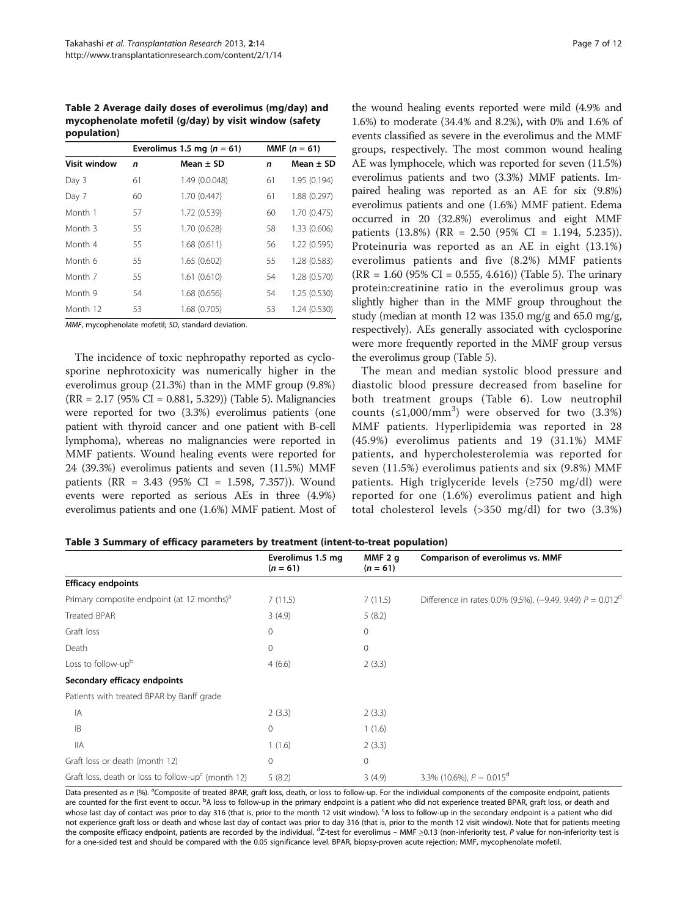**Table 2 Average daily doses of everolimus (mg/day) and mycophenolate mofetil (g/day) by visit window (safety population)**

| | Everolimus 1.5 mg ($n$ = 61) | | MMF ($n$ = 61) | |
|---|---|---|---|---|
| Visit window | $n$ | Mean ± SD | $n$ | Mean ± SD |
| Day 3 | 61 | 1.49 (0.0.048) | 61 | 1.95 (0.194) |
| Day 7 | 60 | 1.70 (0.447) | 61 | 1.88 (0.297) |
| Month 1 | 57 | 1.72 (0.539) | 60 | 1.70 (0.475) |
| Month 3 | 55 | 1.70 (0.628) | 58 | 1.33 (0.606) |
| Month 4 | 55 | 1.68 (0.611) | 56 | 1.22 (0.595) |
| Month 6 | 55 | 1.65 (0.602) | 55 | 1.28 (0.583) |
| Month 7 | 55 | 1.61 (0.610) | 54 | 1.28 (0.570) |
| Month 9 | 54 | 1.68 (0.656) | 54 | 1.25 (0.530) |
| Month 12 | 53 | 1.68 (0.705) | 53 | 1.24 (0.530) |

*MMF*, mycophenolate mofetil; *SD*, standard deviation.

The incidence of toxic nephropathy reported as cyclosporine nephrotoxicity was numerically higher in the everolimus group (21.3%) than in the MMF group (9.8%) (RR = 2.17 (95% CI = 0.881, 5.329)) (Table 5). Malignancies were reported for two (3.3%) everolimus patients (one patient with thyroid cancer and one patient with B-cell lymphoma), whereas no malignancies were reported in MMF patients. Wound healing events were reported for 24 (39.3%) everolimus patients and seven (11.5%) MMF patients (RR = 3.43 (95% CI = 1.598, 7.357)). Wound events were reported as serious AEs in three (4.9%) everolimus patients and one (1.6%) MMF patient. Most of the wound healing events reported were mild (4.9% and 1.6%) to moderate (34.4% and 8.2%), with 0% and 1.6% of events classified as severe in the everolimus and the MMF groups, respectively. The most common wound healing AE was lymphocele, which was reported for seven (11.5%) everolimus patients and two (3.3%) MMF patients. Impaired healing was reported as an AE for six (9.8%) everolimus patients and one (1.6%) MMF patient. Edema occurred in 20 (32.8%) everolimus and eight MMF patients (13.8%) (RR = 2.50 (95% CI = 1.194, 5.235)). Proteinuria was reported as an AE in eight (13.1%) everolimus patients and five (8.2%) MMF patients (RR = 1.60 (95% CI = 0.555, 4.616)) (Table 5). The urinary protein:creatinine ratio in the everolimus group was slightly higher than in the MMF group throughout the study (median at month 12 was 135.0 mg/g and 65.0 mg/g, respectively). AEs generally associated with cyclosporine were more frequently reported in the MMF group versus the everolimus group (Table 5).

The mean and median systolic blood pressure and diastolic blood pressure decreased from baseline for both treatment groups (Table 6). Low neutrophil counts (≤1,000/mm$^3$) were observed for two (3.3%) MMF patients. Hyperlipidemia was reported in 28 (45.9%) everolimus patients and 19 (31.1%) MMF patients, and hypercholesterolemia was reported for seven (11.5%) everolimus patients and six (9.8%) MMF patients. High triglyceride levels (≥750 mg/dl) were reported for one (1.6%) everolimus patient and high total cholesterol levels (>350 mg/dl) for two (3.3%)

**Table 3 Summary of efficacy parameters by treatment (intent-to-treat population)**

| | Everolimus 1.5 mg ($n$ = 61) | MMF 2 g ($n$ = 61) | Comparison of everolimus vs. MMF |
|---|---|---|---|
| **Efficacy endpoints** | | | |
| Primary composite endpoint (at 12 months)[a] | 7 (11.5) | 7 (11.5) | Difference in rates 0.0% (9.5%), (−9.49, 9.49) $P$ = 0.012[d] |
| Treated BPAR | 3 (4.9) | 5 (8.2) | |
| Graft loss | 0 | 0 | |
| Death | 0 | 0 | |
| Loss to follow-up[b] | 4 (6.6) | 2 (3.3) | |
| **Secondary efficacy endpoints** | | | |
| Patients with treated BPAR by Banff grade | | | |
| IA | 2 (3.3) | 2 (3.3) | |
| IB | 0 | 1 (1.6) | |
| IIA | 1 (1.6) | 2 (3.3) | |
| Graft loss or death (month 12) | 0 | 0 | |
| Graft loss, death or loss to follow-up[c] (month 12) | 5 (8.2) | 3 (4.9) | 3.3% (10.6%), $P$ = 0.015[d] |

Data presented as $n$ (%). [a]Composite of treated BPAR, graft loss, death, or loss to follow-up. For the individual components of the composite endpoint, patients are counted for the first event to occur. [b]A loss to follow-up in the primary endpoint is a patient who did not experience treated BPAR, graft loss, or death and whose last day of contact was prior to day 316 (that is, prior to the month 12 visit window). [c]A loss to follow-up in the secondary endpoint is a patient who did not experience graft loss or death and whose last day of contact was prior to day 316 (that is, prior to the month 12 visit window). Note that for patients meeting the composite efficacy endpoint, patients are recorded by the individual. [d]Z-test for everolimus – MMF ≥0.13 (non-inferiority test, $P$ value for non-inferiority test is for a one-sided test and should be compared with the 0.05 significance level. BPAR, biopsy-proven acute rejection; MMF, mycophenolate mofetil.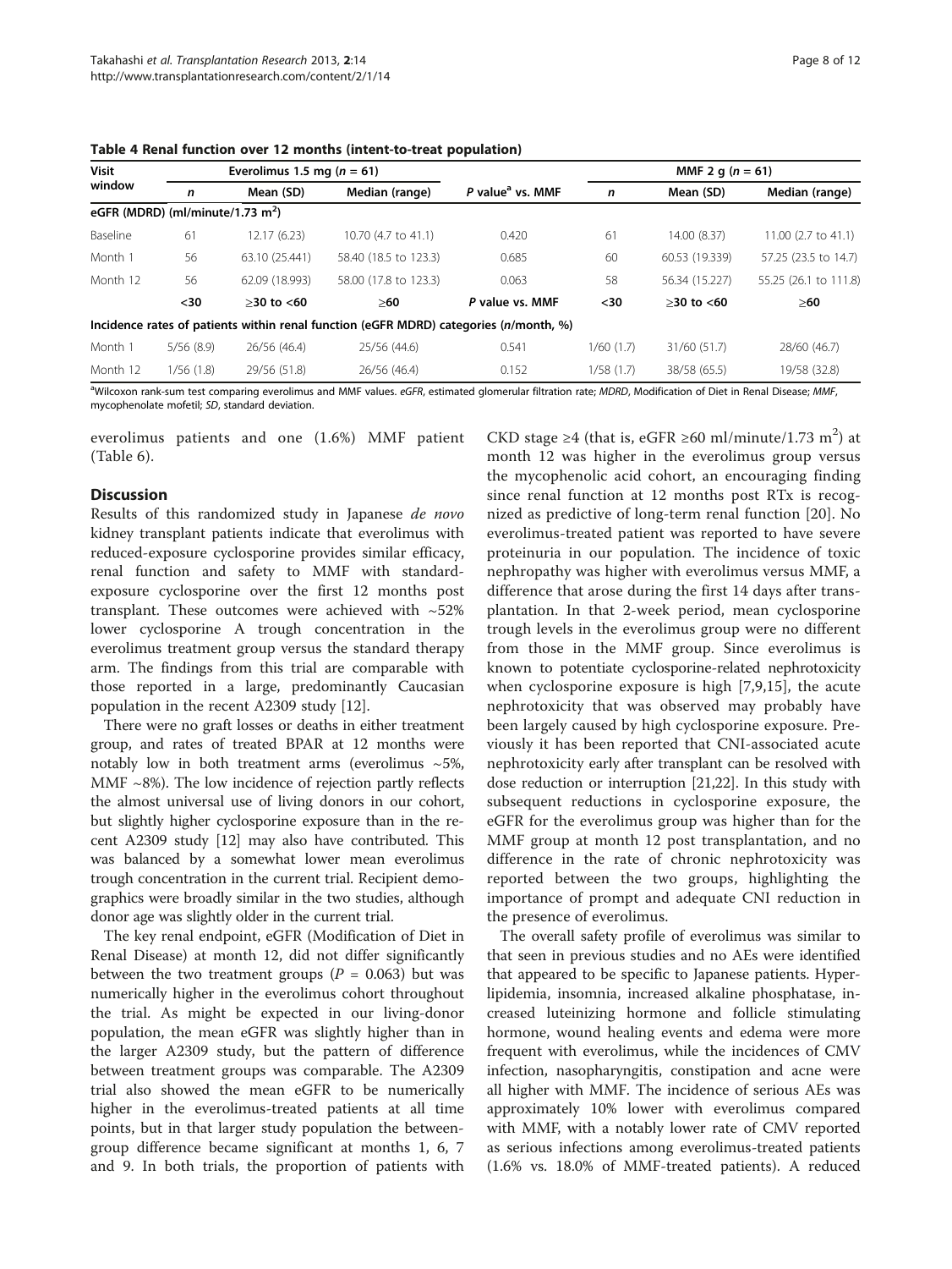**Table 4 Renal function over 12 months (intent-to-treat population)**

| Visit window | Everolimus 1.5 mg (n = 61) | | | P value[a] vs. MMF | MMF 2 g (n = 61) | | |
|---|---|---|---|---|---|---|---|
| | n | Mean (SD) | Median (range) | | n | Mean (SD) | Median (range) |
| **eGFR (MDRD) (ml/minute/1.73 m$^2$)** | | | | | | | |
| Baseline | 61 | 12.17 (6.23) | 10.70 (4.7 to 41.1) | 0.420 | 61 | 14.00 (8.37) | 11.00 (2.7 to 41.1) |
| Month 1 | 56 | 63.10 (25.441) | 58.40 (18.5 to 123.3) | 0.685 | 60 | 60.53 (19.339) | 57.25 (23.5 to 14.7) |
| Month 12 | 56 | 62.09 (18.993) | 58.00 (17.8 to 123.3) | 0.063 | 58 | 56.34 (15.227) | 55.25 (26.1 to 111.8) |
| | <30 | ≥30 to <60 | ≥60 | P value vs. MMF | <30 | ≥30 to <60 | ≥60 |
| **Incidence rates of patients within renal function (eGFR MDRD) categories (n/month, %)** | | | | | | | |
| Month 1 | 5/56 (8.9) | 26/56 (46.4) | 25/56 (44.6) | 0.541 | 1/60 (1.7) | 31/60 (51.7) | 28/60 (46.7) |
| Month 12 | 1/56 (1.8) | 29/56 (51.8) | 26/56 (46.4) | 0.152 | 1/58 (1.7) | 38/58 (65.5) | 19/58 (32.8) |

[a]Wilcoxon rank-sum test comparing everolimus and MMF values. *eGFR*, estimated glomerular filtration rate; *MDRD*, Modification of Diet in Renal Disease; *MMF*, mycophenolate mofetil; *SD*, standard deviation.

everolimus patients and one (1.6%) MMF patient (Table 6).

## Discussion

Results of this randomized study in Japanese *de novo* kidney transplant patients indicate that everolimus with reduced-exposure cyclosporine provides similar efficacy, renal function and safety to MMF with standard-exposure cyclosporine over the first 12 months post transplant. These outcomes were achieved with ~52% lower cyclosporine A trough concentration in the everolimus treatment group versus the standard therapy arm. The findings from this trial are comparable with those reported in a large, predominantly Caucasian population in the recent A2309 study [12].

There were no graft losses or deaths in either treatment group, and rates of treated BPAR at 12 months were notably low in both treatment arms (everolimus ~5%, MMF ~8%). The low incidence of rejection partly reflects the almost universal use of living donors in our cohort, but slightly higher cyclosporine exposure than in the recent A2309 study [12] may also have contributed. This was balanced by a somewhat lower mean everolimus trough concentration in the current trial. Recipient demographics were broadly similar in the two studies, although donor age was slightly older in the current trial.

The key renal endpoint, eGFR (Modification of Diet in Renal Disease) at month 12, did not differ significantly between the two treatment groups ($P = 0.063$) but was numerically higher in the everolimus cohort throughout the trial. As might be expected in our living-donor population, the mean eGFR was slightly higher than in the larger A2309 study, but the pattern of difference between treatment groups was comparable. The A2309 trial also showed the mean eGFR to be numerically higher in the everolimus-treated patients at all time points, but in that larger study population the between-group difference became significant at months 1, 6, 7 and 9. In both trials, the proportion of patients with CKD stage ≥4 (that is, eGFR ≥60 ml/minute/1.73 m$^2$) at month 12 was higher in the everolimus group versus the mycophenolic acid cohort, an encouraging finding since renal function at 12 months post RTx is recognized as predictive of long-term renal function [20]. No everolimus-treated patient was reported to have severe proteinuria in our population. The incidence of toxic nephropathy was higher with everolimus versus MMF, a difference that arose during the first 14 days after transplantation. In that 2-week period, mean cyclosporine trough levels in the everolimus group were no different from those in the MMF group. Since everolimus is known to potentiate cyclosporine-related nephrotoxicity when cyclosporine exposure is high [7,9,15], the acute nephrotoxicity that was observed may probably have been largely caused by high cyclosporine exposure. Previously it has been reported that CNI-associated acute nephrotoxicity early after transplant can be resolved with dose reduction or interruption [21,22]. In this study with subsequent reductions in cyclosporine exposure, the eGFR for the everolimus group was higher than for the MMF group at month 12 post transplantation, and no difference in the rate of chronic nephrotoxicity was reported between the two groups, highlighting the importance of prompt and adequate CNI reduction in the presence of everolimus.

The overall safety profile of everolimus was similar to that seen in previous studies and no AEs were identified that appeared to be specific to Japanese patients. Hyperlipidemia, insomnia, increased alkaline phosphatase, increased luteinizing hormone and follicle stimulating hormone, wound healing events and edema were more frequent with everolimus, while the incidences of CMV infection, nasopharyngitis, constipation and acne were all higher with MMF. The incidence of serious AEs was approximately 10% lower with everolimus compared with MMF, with a notably lower rate of CMV reported as serious infections among everolimus-treated patients (1.6% vs. 18.0% of MMF-treated patients). A reduced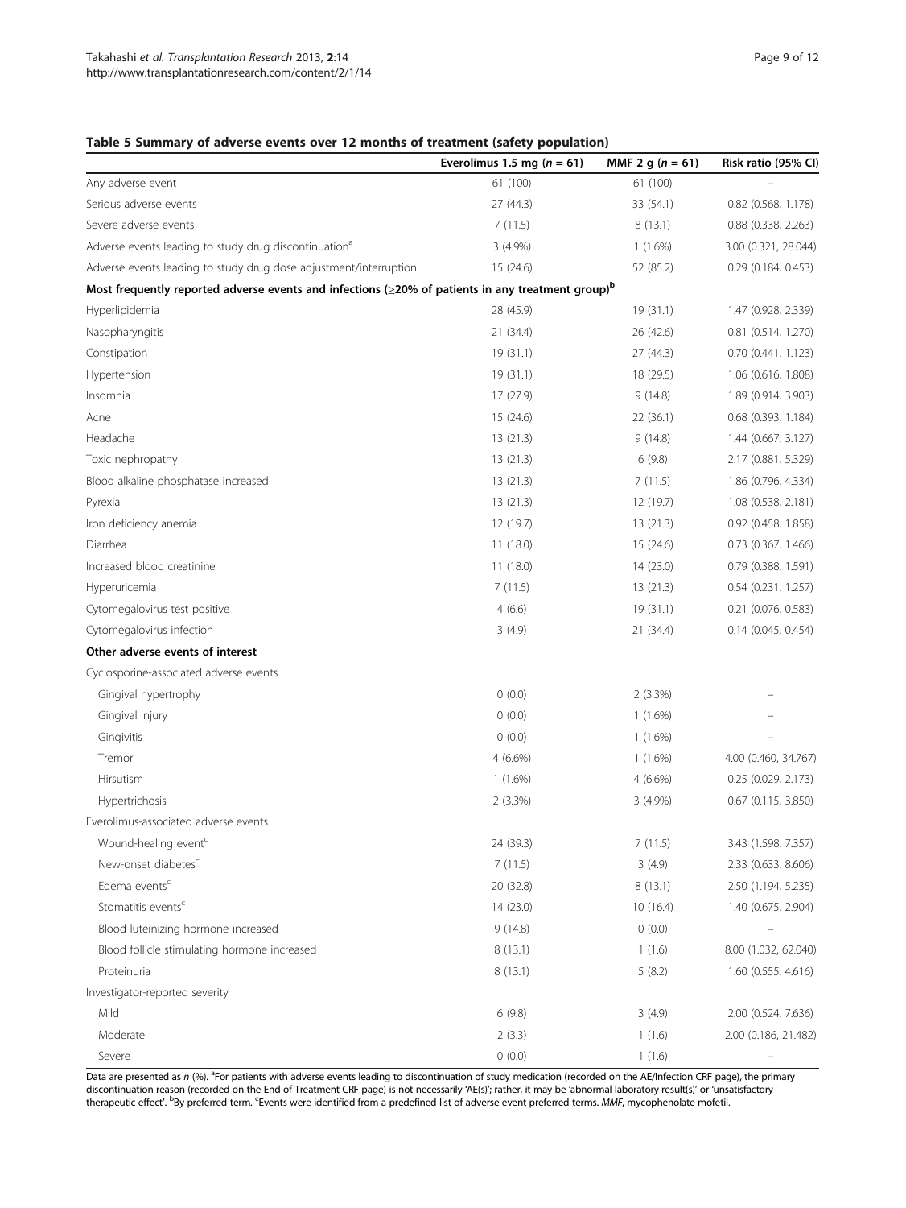**Table 5 Summary of adverse events over 12 months of treatment (safety population)**

| | Everolimus 1.5 mg ($n$ = 61) | MMF 2 g ($n$ = 61) | Risk ratio (95% CI) |
|---|---|---|---|
| Any adverse event | 61 (100) | 61 (100) | – |
| Serious adverse events | 27 (44.3) | 33 (54.1) | 0.82 (0.568, 1.178) |
| Severe adverse events | 7 (11.5) | 8 (13.1) | 0.88 (0.338, 2.263) |
| Adverse events leading to study drug discontinuation[a] | 3 (4.9%) | 1 (1.6%) | 3.00 (0.321, 28.044) |
| Adverse events leading to study drug dose adjustment/interruption | 15 (24.6) | 52 (85.2) | 0.29 (0.184, 0.453) |
| **Most frequently reported adverse events and infections (≥20% of patients in any treatment group)[b]** | | | |
| Hyperlipidemia | 28 (45.9) | 19 (31.1) | 1.47 (0.928, 2.339) |
| Nasopharyngitis | 21 (34.4) | 26 (42.6) | 0.81 (0.514, 1.270) |
| Constipation | 19 (31.1) | 27 (44.3) | 0.70 (0.441, 1.123) |
| Hypertension | 19 (31.1) | 18 (29.5) | 1.06 (0.616, 1.808) |
| Insomnia | 17 (27.9) | 9 (14.8) | 1.89 (0.914, 3.903) |
| Acne | 15 (24.6) | 22 (36.1) | 0.68 (0.393, 1.184) |
| Headache | 13 (21.3) | 9 (14.8) | 1.44 (0.667, 3.127) |
| Toxic nephropathy | 13 (21.3) | 6 (9.8) | 2.17 (0.881, 5.329) |
| Blood alkaline phosphatase increased | 13 (21.3) | 7 (11.5) | 1.86 (0.796, 4.334) |
| Pyrexia | 13 (21.3) | 12 (19.7) | 1.08 (0.538, 2.181) |
| Iron deficiency anemia | 12 (19.7) | 13 (21.3) | 0.92 (0.458, 1.858) |
| Diarrhea | 11 (18.0) | 15 (24.6) | 0.73 (0.367, 1.466) |
| Increased blood creatinine | 11 (18.0) | 14 (23.0) | 0.79 (0.388, 1.591) |
| Hyperuricemia | 7 (11.5) | 13 (21.3) | 0.54 (0.231, 1.257) |
| Cytomegalovirus test positive | 4 (6.6) | 19 (31.1) | 0.21 (0.076, 0.583) |
| Cytomegalovirus infection | 3 (4.9) | 21 (34.4) | 0.14 (0.045, 0.454) |
| **Other adverse events of interest** | | | |
| Cyclosporine-associated adverse events | | | |
| Gingival hypertrophy | 0 (0.0) | 2 (3.3%) | – |
| Gingival injury | 0 (0.0) | 1 (1.6%) | – |
| Gingivitis | 0 (0.0) | 1 (1.6%) | – |
| Tremor | 4 (6.6%) | 1 (1.6%) | 4.00 (0.460, 34.767) |
| Hirsutism | 1 (1.6%) | 4 (6.6%) | 0.25 (0.029, 2.173) |
| Hypertrichosis | 2 (3.3%) | 3 (4.9%) | 0.67 (0.115, 3.850) |
| Everolimus-associated adverse events | | | |
| Wound-healing event[c] | 24 (39.3) | 7 (11.5) | 3.43 (1.598, 7.357) |
| New-onset diabetes[c] | 7 (11.5) | 3 (4.9) | 2.33 (0.633, 8.606) |
| Edema events[c] | 20 (32.8) | 8 (13.1) | 2.50 (1.194, 5.235) |
| Stomatitis events[c] | 14 (23.0) | 10 (16.4) | 1.40 (0.675, 2.904) |
| Blood luteinizing hormone increased | 9 (14.8) | 0 (0.0) | – |
| Blood follicle stimulating hormone increased | 8 (13.1) | 1 (1.6) | 8.00 (1.032, 62.040) |
| Proteinuria | 8 (13.1) | 5 (8.2) | 1.60 (0.555, 4.616) |
| Investigator-reported severity | | | |
| Mild | 6 (9.8) | 3 (4.9) | 2.00 (0.524, 7.636) |
| Moderate | 2 (3.3) | 1 (1.6) | 2.00 (0.186, 21.482) |
| Severe | 0 (0.0) | 1 (1.6) | – |

Data are presented as $n$ (%). [a]For patients with adverse events leading to discontinuation of study medication (recorded on the AE/Infection CRF page), the primary discontinuation reason (recorded on the End of Treatment CRF page) is not necessarily 'AE(s)'; rather, it may be 'abnormal laboratory result(s)' or 'unsatisfactory therapeutic effect'. [b]By preferred term. [c]Events were identified from a predefined list of adverse event preferred terms. *MMF*, mycophenolate mofetil.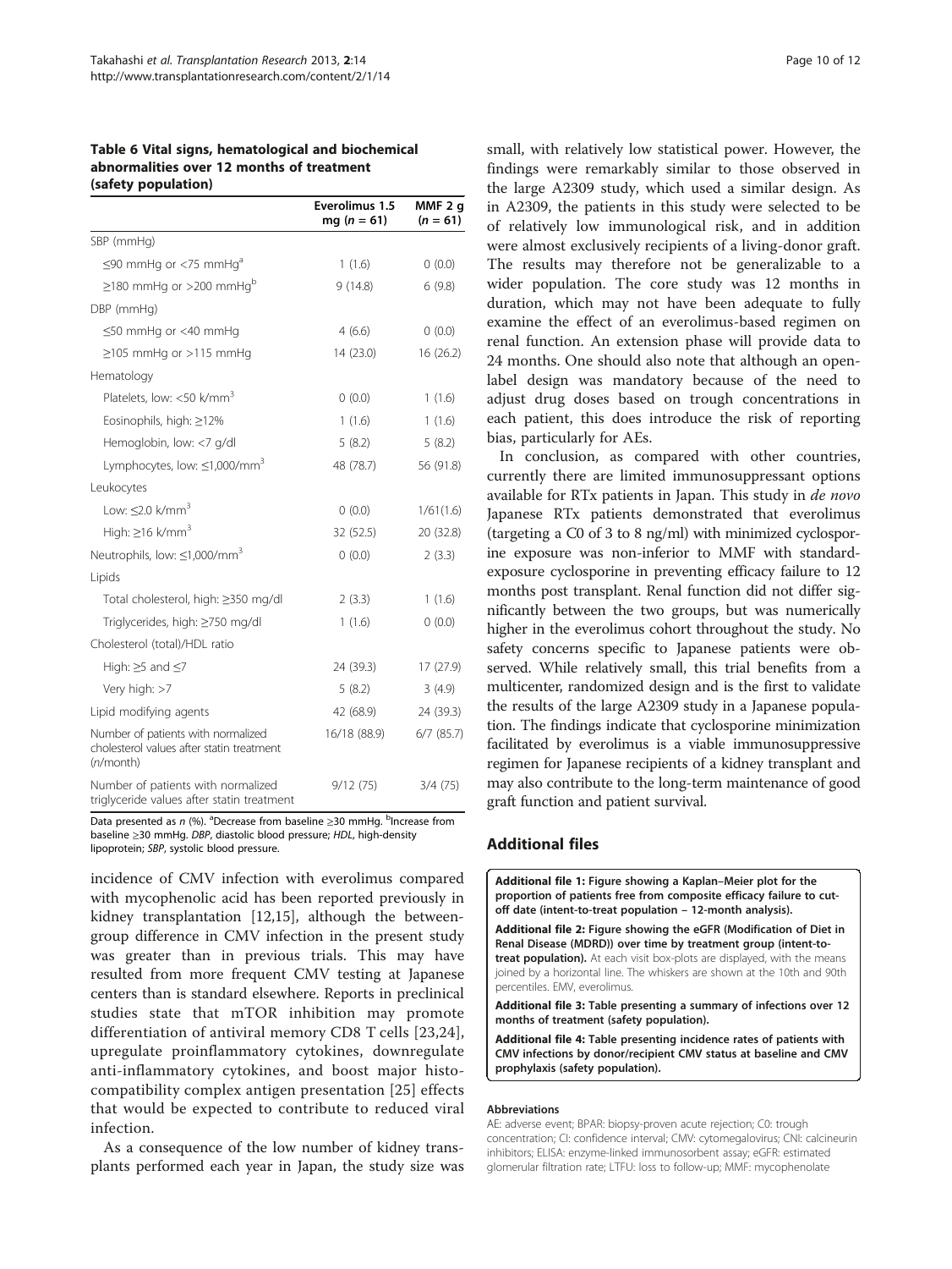**Table 6 Vital signs, hematological and biochemical abnormalities over 12 months of treatment (safety population)**

| | Everolimus 1.5 mg ($n$ = 61) | MMF 2 g ($n$ = 61) |
|---|---|---|
| SBP (mmHg) | | |
| ≤90 mmHg or <75 mmHg[a] | 1 (1.6) | 0 (0.0) |
| ≥180 mmHg or >200 mmHg[b] | 9 (14.8) | 6 (9.8) |
| DBP (mmHg) | | |
| ≤50 mmHg or <40 mmHg | 4 (6.6) | 0 (0.0) |
| ≥105 mmHg or >115 mmHg | 14 (23.0) | 16 (26.2) |
| Hematology | | |
| Platelets, low: <50 k/mm$^3$ | 0 (0.0) | 1 (1.6) |
| Eosinophils, high: ≥12% | 1 (1.6) | 1 (1.6) |
| Hemoglobin, low: <7 g/dl | 5 (8.2) | 5 (8.2) |
| Lymphocytes, low: ≤1,000/mm$^3$ | 48 (78.7) | 56 (91.8) |
| Leukocytes | | |
| Low: ≤2.0 k/mm$^3$ | 0 (0.0) | 1/61(1.6) |
| High: ≥16 k/mm$^3$ | 32 (52.5) | 20 (32.8) |
| Neutrophils, low: ≤1,000/mm$^3$ | 0 (0.0) | 2 (3.3) |
| Lipids | | |
| Total cholesterol, high: ≥350 mg/dl | 2 (3.3) | 1 (1.6) |
| Triglycerides, high: ≥750 mg/dl | 1 (1.6) | 0 (0.0) |
| Cholesterol (total)/HDL ratio | | |
| High: ≥5 and ≤7 | 24 (39.3) | 17 (27.9) |
| Very high: >7 | 5 (8.2) | 3 (4.9) |
| Lipid modifying agents | 42 (68.9) | 24 (39.3) |
| Number of patients with normalized cholesterol values after statin treatment (*n*/month) | 16/18 (88.9) | 6/7 (85.7) |
| Number of patients with normalized triglyceride values after statin treatment | 9/12 (75) | 3/4 (75) |

Data presented as *n* (%). [a]Decrease from baseline ≥30 mmHg. [b]Increase from baseline ≥30 mmHg. *DBP*, diastolic blood pressure; *HDL*, high-density lipoprotein; *SBP*, systolic blood pressure.

incidence of CMV infection with everolimus compared with mycophenolic acid has been reported previously in kidney transplantation [12,15], although the between-group difference in CMV infection in the present study was greater than in previous trials. This may have resulted from more frequent CMV testing at Japanese centers than is standard elsewhere. Reports in preclinical studies state that mTOR inhibition may promote differentiation of antiviral memory CD8 T cells [23,24], upregulate proinflammatory cytokines, downregulate anti-inflammatory cytokines, and boost major histocompatibility complex antigen presentation [25] effects that would be expected to contribute to reduced viral infection.

As a consequence of the low number of kidney transplants performed each year in Japan, the study size was small, with relatively low statistical power. However, the findings were remarkably similar to those observed in the large A2309 study, which used a similar design. As in A2309, the patients in this study were selected to be of relatively low immunological risk, and in addition were almost exclusively recipients of a living-donor graft. The results may therefore not be generalizable to a wider population. The core study was 12 months in duration, which may not have been adequate to fully examine the effect of an everolimus-based regimen on renal function. An extension phase will provide data to 24 months. One should also note that although an open-label design was mandatory because of the need to adjust drug doses based on trough concentrations in each patient, this does introduce the risk of reporting bias, particularly for AEs.

In conclusion, as compared with other countries, currently there are limited immunosuppressant options available for RTx patients in Japan. This study in *de novo* Japanese RTx patients demonstrated that everolimus (targeting a C0 of 3 to 8 ng/ml) with minimized cyclosporine exposure was non-inferior to MMF with standard-exposure cyclosporine in preventing efficacy failure to 12 months post transplant. Renal function did not differ significantly between the two groups, but was numerically higher in the everolimus cohort throughout the study. No safety concerns specific to Japanese patients were observed. While relatively small, this trial benefits from a multicenter, randomized design and is the first to validate the results of the large A2309 study in a Japanese population. The findings indicate that cyclosporine minimization facilitated by everolimus is a viable immunosuppressive regimen for Japanese recipients of a kidney transplant and may also contribute to the long-term maintenance of good graft function and patient survival.

## Additional files

**Additional file 1: Figure showing a Kaplan–Meier plot for the proportion of patients free from composite efficacy failure to cut-off date (intent-to-treat population – 12-month analysis).**

**Additional file 2: Figure showing the eGFR (Modification of Diet in Renal Disease (MDRD)) over time by treatment group (intent-to-treat population).** At each visit box-plots are displayed, with the means joined by a horizontal line. The whiskers are shown at the 10th and 90th percentiles. EMV, everolimus.

**Additional file 3: Table presenting a summary of infections over 12 months of treatment (safety population).**

**Additional file 4: Table presenting incidence rates of patients with CMV infections by donor/recipient CMV status at baseline and CMV prophylaxis (safety population).**

#### Abbreviations

AE: adverse event; BPAR: biopsy-proven acute rejection; C0: trough concentration; CI: confidence interval; CMV: cytomegalovirus; CNI: calcineurin inhibitors; ELISA: enzyme-linked immunosorbent assay; eGFR: estimated glomerular filtration rate; LTFU: loss to follow-up; MMF: mycophenolate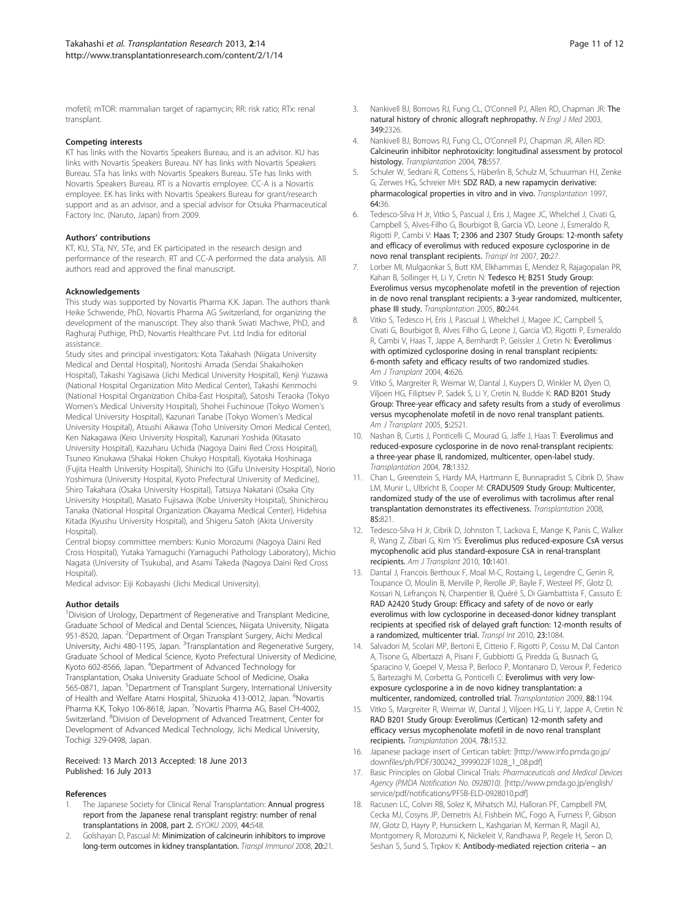mofetil; mTOR: mammalian target of rapamycin; RR: risk ratio; RTx: renal transplant.

#### Competing interests

KT has links with the Novartis Speakers Bureau, and is an advisor. KU has links with Novartis Speakers Bureau. NY has links with Novartis Speakers Bureau. STa has links with Novartis Speakers Bureau. STe has links with Novartis Speakers Bureau. RT is a Novartis employee. CC-A is a Novartis employee. EK has links with Novartis Speakers Bureau for grant/research support and as an advisor, and a special advisor for Otsuka Pharmaceutical Factory Inc. (Naruto, Japan) from 2009.

#### Authors' contributions

KT, KU, STa, NY, STe, and EK participated in the research design and performance of the research. RT and CC-A performed the data analysis. All authors read and approved the final manuscript.

#### Acknowledgements

This study was supported by Novartis Pharma K.K. Japan. The authors thank Heike Schwende, PhD, Novartis Pharma AG Switzerland, for organizing the development of the manuscript. They also thank Swati Machwe, PhD, and Raghuraj Puthige, PhD, Novartis Healthcare Pvt. Ltd India for editorial assistance.

Study sites and principal investigators: Kota Takahash (Niigata University Medical and Dental Hospital), Noritoshi Amada (Sendai Shakaihoken Hospital), Takashi Yagisawa (Jichi Medical University Hospital), Kenji Yuzawa (National Hospital Organization Mito Medical Center), Takashi Kenmochi (National Hospital Organization Chiba-East Hospital), Satoshi Teraoka (Tokyo Women's Medical University Hospital), Shohei Fuchinoue (Tokyo Women's Medical University Hospital), Kazunari Tanabe (Tokyo Women's Medical University Hospital), Atsushi Aikawa (Toho University Omori Medical Center), Ken Nakagawa (Keio University Hospital), Kazunari Yoshida (Kitasato University Hospital), Kazuharu Uchida (Nagoya Daini Red Cross Hospital), Tsuneo Kinukawa (Shakai Hoken Chukyo Hospital), Kiyotaka Hoshinaga (Fujita Health University Hospital), Shinichi Ito (Gifu University Hospital), Norio Yoshimura (University Hospital, Kyoto Prefectural University of Medicine), Shiro Takahara (Osaka University Hospital), Tatsuya Nakatani (Osaka City University Hospital), Masato Fujisawa (Kobe University Hospital), Shinichirou Tanaka (National Hospital Organization Okayama Medical Center), Hidehisa Kitada (Kyushu University Hospital), and Shigeru Satoh (Akita University Hospital).

Central biopsy committee members: Kunio Morozumi (Nagoya Daini Red Cross Hospital), Yutaka Yamaguchi (Yamaguchi Pathology Laboratory), Michio Nagata (University of Tsukuba), and Asami Takeda (Nagoya Daini Red Cross Hospital).

Medical advisor: Eiji Kobayashi (Jichi Medical University).

#### Author details

[1]Division of Urology, Department of Regenerative and Transplant Medicine, Graduate School of Medical and Dental Sciences, Niigata University, Niigata 951-8520, Japan. [2]Department of Organ Transplant Surgery, Aichi Medical University, Aichi 480-1195, Japan. [3]Transplantation and Regenerative Surgery, Graduate School of Medical Science, Kyoto Prefectural University of Medicine, Kyoto 602-8566, Japan. [4]Department of Advanced Technology for Transplantation, Osaka University Graduate School of Medicine, Osaka 565-0871, Japan. [5]Department of Transplant Surgery, International University of Health and Welfare Atami Hospital, Shizuoka 413-0012, Japan. [6]Novartis Pharma K.K, Tokyo 106-8618, Japan. [7]Novartis Pharma AG, Basel CH-4002, Switzerland. [8]Division of Development of Advanced Treatment, Center for Development of Advanced Medical Technology, Jichi Medical University, Tochigi 329-0498, Japan.

Received: 13 March 2013 Accepted: 18 June 2013
Published: 16 July 2013

#### References

1. The Japanese Society for Clinical Renal Transplantation: **Annual progress report from the Japanese renal transplant registry: number of renal transplantations in 2008, part 2.** *ISYOKU* 2009, **44:**548.
2. Golshayan D, Pascual M: **Minimization of calcineurin inhibitors to improve long-term outcomes in kidney transplantation.** *Transpl Immunol* 2008, **20:**21.
3. Nankivell BJ, Borrows RJ, Fung CL, O'Connell PJ, Allen RD, Chapman JR: **The natural history of chronic allograft nephropathy.** *N Engl J Med* 2003, **349:**2326.
4. Nankivell BJ, Borrows RJ, Fung CL, O'Connell PJ, Chapman JR, Allen RD: **Calcineurin inhibitor nephrotoxicity: longitudinal assessment by protocol histology.** *Transplantation* 2004, **78:**557.
5. Schuler W, Sedrani R, Cottens S, Häberlin B, Schulz M, Schuurman HJ, Zenke G, Zerwes HG, Schreier MH: **SDZ RAD, a new rapamycin derivative: pharmacological properties in vitro and in vivo.** *Transplantation* 1997, **64:**36.
6. Tedesco-Silva H Jr, Vitko S, Pascual J, Eris J, Magee JC, Whelchel J, Civati G, Campbell S, Alves-Filho G, Bourbigot B, Garcia VD, Leone J, Esmeraldo R, Rigotti P, Cambi V: **Haas T; 2306 and 2307 Study Groups: 12-month safety and efficacy of everolimus with reduced exposure cyclosporine in de novo renal transplant recipients.** *Transpl Int* 2007, **20:**27.
7. Lorber MI, Mulgaonkar S, Butt KM, Elkhammas E, Mendez R, Rajagopalan PR, Kahan B, Sollinger H, Li Y, Cretin N: **Tedesco H; B251 Study Group: Everolimus versus mycophenolate mofetil in the prevention of rejection in de novo renal transplant recipients: a 3-year randomized, multicenter, phase III study.** *Transplantation* 2005, **80:**244.
8. Vitko S, Tedesco H, Eris J, Pascual J, Whelchel J, Magee JC, Campbell S, Civati G, Bourbigot B, Alves Filho G, Leone J, Garcia VD, Rigotti P, Esmeraldo R, Cambi V, Haas T, Jappe A, Bernhardt P, Geissler J, Cretin N: **Everolimus with optimized cyclosporine dosing in renal transplant recipients: 6-month safety and efficacy results of two randomized studies.** *Am J Transplant* 2004, **4:**626.
9. Vitko S, Margreiter R, Weimar W, Dantal J, Kuypers D, Winkler M, Øyen O, Viljoen HG, Filiptsev P, Sadek S, Li Y, Cretin N, Budde K: **RAD B201 Study Group: Three-year efficacy and safety results from a study of everolimus versus mycophenolate mofetil in de novo renal transplant patients.** *Am J Transplant* 2005, **5:**2521.
10. Nashan B, Curtis J, Ponticelli C, Mourad G, Jaffe J, Haas T: **Everolimus and reduced-exposure cyclosporine in de novo renal-transplant recipients: a three-year phase II, randomized, multicenter, open-label study.** *Transplantation* 2004, **78:**1332.
11. Chan L, Greenstein S, Hardy MA, Hartmann E, Bunnapradist S, Cibrik D, Shaw LM, Munir L, Ulbricht B, Cooper M: **CRADUS09 Study Group: Multicenter, randomized study of the use of everolimus with tacrolimus after renal transplantation demonstrates its effectiveness.** *Transplantation* 2008, **85:**821.
12. Tedesco-Silva H Jr, Cibrik D, Johnston T, Lackova E, Mange K, Panis C, Walker R, Wang Z, Zibari G, Kim YS: **Everolimus plus reduced-exposure CsA versus mycophenolic acid plus standard-exposure CsA in renal-transplant recipients.** *Am J Transplant* 2010, **10:**1401.
13. Dantal J, Francois Berthoux F, Moal M-C, Rostaing L, Legendre C, Genin R, Toupance O, Moulin B, Merville P, Rerolle JP, Bayle F, Westeel PF, Glotz D, Kossari N, Lefrançois N, Charpentier B, Quéré S, Di Giambattista F, Cassuto E: **RAD A2420 Study Group: Efficacy and safety of de novo or early everolimus with low cyclosporine in deceased-donor kidney transplant recipients at specified risk of delayed graft function: 12-month results of a randomized, multicenter trial.** *Transpl Int* 2010, **23:**1084.
14. Salvadori M, Scolari MP, Bertoni E, Citterio F, Rigotti P, Cossu M, Dal Canton A, Tisone G, Albertazzi A, Pisani F, Gubbiotti G, Piredda G, Busnach G, Sparacino V, Goepel V, Messa P, Berloco P, Montanaro D, Veroux P, Federico S, Bartezaghi M, Corbetta G, Ponticelli C: **Everolimus with very low-exposure cyclosporine a in de novo kidney transplantation: a multicenter, randomized, controlled trial.** *Transplantation* 2009, **88:**1194.
15. Vitko S, Margreiter R, Weimar W, Dantal J, Viljoen HG, Li Y, Jappe A, Cretin N: **RAD B201 Study Group: Everolimus (Certican) 12-month safety and efficacy versus mycophenolate mofetil in de novo renal transplant recipients.** *Transplantation* 2004, **78:**1532.
16. Japanese package insert of Certican tablet: [http://www.info.pmda.go.jp/downfiles/ph/PDF/300242_3999022F1028_1_08.pdf]
17. Basic Principles on Global Clinical Trials: *Pharmaceuticals and Medical Devices Agency (PMDA Notification No. 0928010).* [http://www.pmda.go.jp/english/service/pdf/notifications/PFSB-ELD-0928010.pdf]
18. Racusen LC, Colvin RB, Solez K, Mihatsch MJ, Halloran PF, Campbell PM, Cecka MJ, Cosyns JP, Demetris AJ, Fishbein MC, Fogo A, Furness P, Gibson IW, Glotz D, Hayry P, Hunsickern L, Kashgarian M, Kerman R, Magil AJ, Montgomery R, Morozumi K, Nickeleit V, Randhawa P, Regele H, Seron D, Seshan S, Sund S, Trpkov K: **Antibody-mediated rejection criteria – an**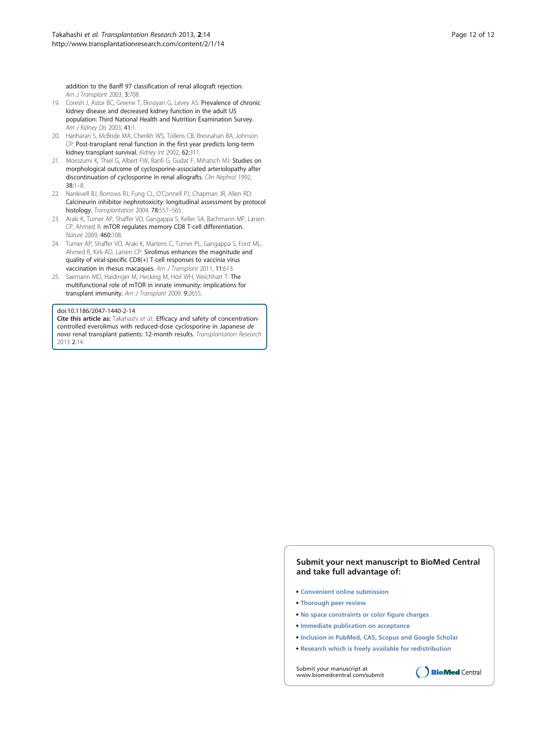addition to the Banff 97 classification of renal allograft rejection. *Am J Transplant* 2003, **3**:708.

19. Coresh J, Astor BC, Greene T, Eknoyan G, Levey AS: Prevalence of chronic kidney disease and decreased kidney function in the adult US population: Third National Health and Nutrition Examination Survey. *Am J Kidney Dis* 2003, **41**:1.
20. Hariharan S, McBride MA, Cherikh WS, Tolleris CB, Bresnahan BA, Johnson CP: Post-transplant renal function in the first year predicts long-term kidney transplant survival. *Kidney Int* 2002, **62**:311.
21. Morozumi K, Thiel G, Albert FW, Banfi G, Gudat F, Mihatsch MJ: Studies on morphological outcome of cyclosporine-associated arteriolopathy after discontinuation of cyclosporine in renal allografts. *Clin Nephrol* 1992, **38**:1–8.
22. Nankivell BJ, Borrows RJ, Fung CL, O'Connell PJ, Chapman JR, Allen RD: Calcineurin inhibitor nephrotoxicity: longitudinal assessment by protocol histology. *Transplantation* 2004, **78**:557–565.
23. Araki K, Turner AP, Shaffer VO, Gangappa S, Keller SA, Bachmann MF, Larsen CP, Ahmed R: mTOR regulates memory CD8 T-cell differentiation. *Nature* 2009, **460**:108.
24. Turner AP, Shaffer VO, Araki K, Martens C, Turner PL, Gangappa S, Ford ML, Ahmed R, Kirk AD, Larsen CP: Sirolimus enhances the magnitude and quality of viral-specific CD8(+) T-cell responses to vaccinia virus vaccination in rhesus macaques. *Am J Transplant* 2011, **11**:613.
25. Saemann MD, Haidinger M, Hecking M, Hörl WH, Weichhart T: The multifunctional role of mTOR in innate immunity: implications for transplant immunity. *Am J Transplant* 2009, **9**:2655.

doi:10.1186/2047-1440-2-14
**Cite this article as:** Takahashi *et al.*: Efficacy and safety of concentration-controlled everolimus with reduced-dose cyclosporine in Japanese *de novo* renal transplant patients: 12-month results. *Transplantation Research* 2013 **2**:14.

**Submit your next manuscript to BioMed Central and take full advantage of:**

- **Convenient online submission**
- **Thorough peer review**
- **No space constraints or color figure charges**
- **Immediate publication on acceptance**
- **Inclusion in PubMed, CAS, Scopus and Google Scholar**
- **Research which is freely available for redistribution**

Submit your manuscript at
www.biomedcentral.com/submit

BioMed Central